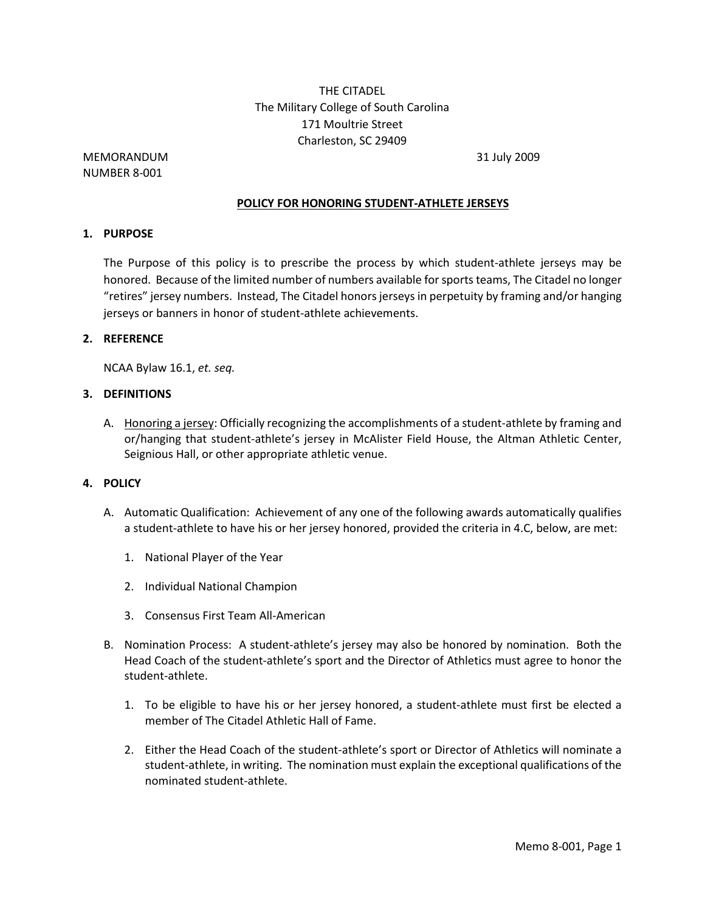THE CITADEL
The Military College of South Carolina
171 Moultrie Street
Charleston, SC 29409

MEMORANDUM
NUMBER 8-001

31 July 2009

## POLICY FOR HONORING STUDENT-ATHLETE JERSEYS

### 1. PURPOSE

The Purpose of this policy is to prescribe the process by which student-athlete jerseys may be honored. Because of the limited number of numbers available for sports teams, The Citadel no longer "retires" jersey numbers. Instead, The Citadel honors jerseys in perpetuity by framing and/or hanging jerseys or banners in honor of student-athlete achievements.

### 2. REFERENCE

NCAA Bylaw 16.1, *et. seq.*

### 3. DEFINITIONS

A. Honoring a jersey: Officially recognizing the accomplishments of a student-athlete by framing and or/hanging that student-athlete's jersey in McAlister Field House, the Altman Athletic Center, Seignious Hall, or other appropriate athletic venue.

### 4. POLICY

A. Automatic Qualification: Achievement of any one of the following awards automatically qualifies a student-athlete to have his or her jersey honored, provided the criteria in 4.C, below, are met:

1. National Player of the Year
2. Individual National Champion
3. Consensus First Team All-American

B. Nomination Process: A student-athlete's jersey may also be honored by nomination. Both the Head Coach of the student-athlete's sport and the Director of Athletics must agree to honor the student-athlete.

1. To be eligible to have his or her jersey honored, a student-athlete must first be elected a member of The Citadel Athletic Hall of Fame.
2. Either the Head Coach of the student-athlete's sport or Director of Athletics will nominate a student-athlete, in writing. The nomination must explain the exceptional qualifications of the nominated student-athlete.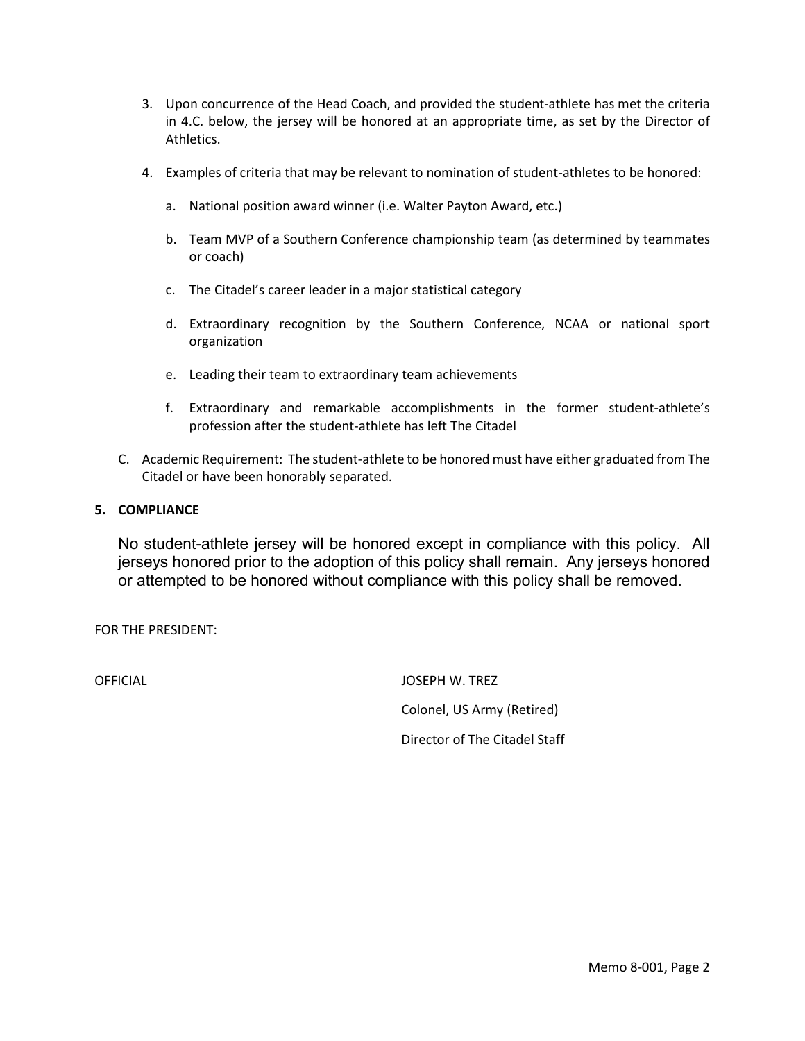3. Upon concurrence of the Head Coach, and provided the student-athlete has met the criteria in 4.C. below, the jersey will be honored at an appropriate time, as set by the Director of Athletics.

4. Examples of criteria that may be relevant to nomination of student-athletes to be honored:

   a. National position award winner (i.e. Walter Payton Award, etc.)

   b. Team MVP of a Southern Conference championship team (as determined by teammates or coach)

   c. The Citadel's career leader in a major statistical category

   d. Extraordinary recognition by the Southern Conference, NCAA or national sport organization

   e. Leading their team to extraordinary team achievements

   f. Extraordinary and remarkable accomplishments in the former student-athlete's profession after the student-athlete has left The Citadel

C. Academic Requirement: The student-athlete to be honored must have either graduated from The Citadel or have been honorably separated.

**5. COMPLIANCE**

No student-athlete jersey will be honored except in compliance with this policy. All jerseys honored prior to the adoption of this policy shall remain. Any jerseys honored or attempted to be honored without compliance with this policy shall be removed.

FOR THE PRESIDENT:

OFFICIAL

JOSEPH W. TREZ

Colonel, US Army (Retired)

Director of The Citadel Staff

Memo 8-001, Page 2